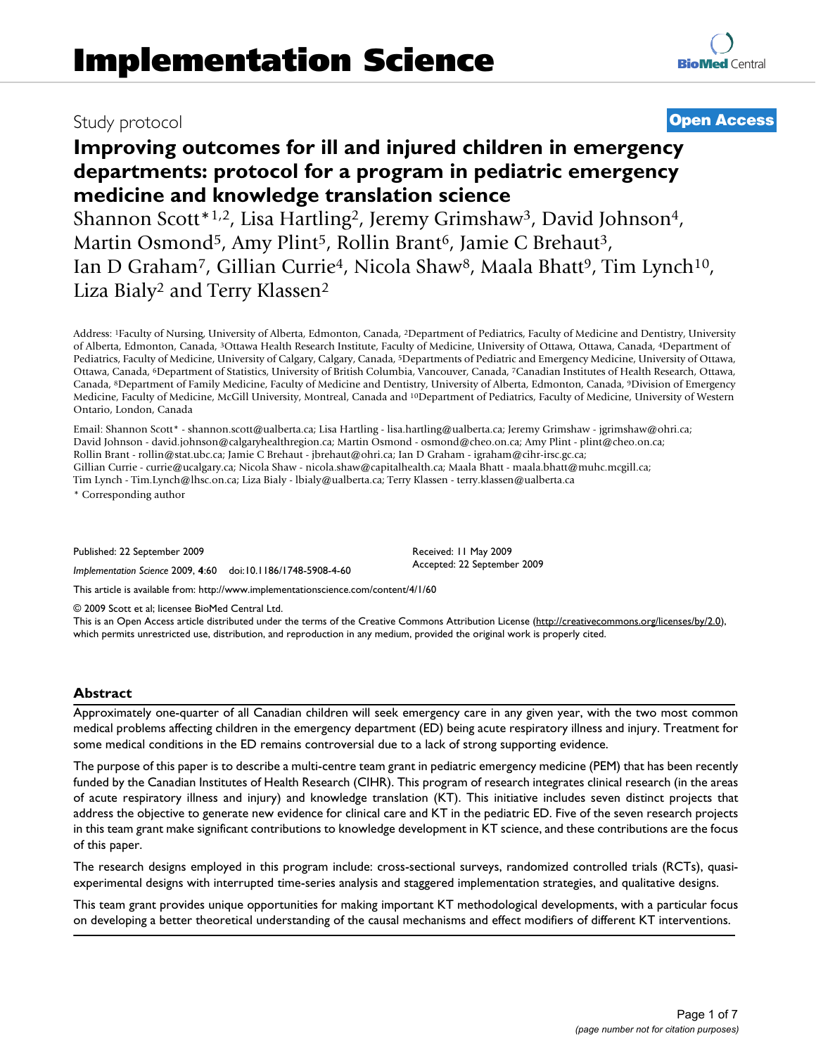# Implementation Science

Study protocol

**Open Access**

## Improving outcomes for ill and injured children in emergency departments: protocol for a program in pediatric emergency medicine and knowledge translation science

Shannon Scott*[1,2], Lisa Hartling[2], Jeremy Grimshaw[3], David Johnson[4], Martin Osmond[5], Amy Plint[5], Rollin Brant[6], Jamie C Brehaut[3], Ian D Graham[7], Gillian Currie[4], Nicola Shaw[8], Maala Bhatt[9], Tim Lynch[10], Liza Bialy[2] and Terry Klassen[2]

Address: [1]Faculty of Nursing, University of Alberta, Edmonton, Canada, [2]Department of Pediatrics, Faculty of Medicine and Dentistry, University of Alberta, Edmonton, Canada, [3]Ottawa Health Research Institute, Faculty of Medicine, University of Ottawa, Ottawa, Canada, [4]Department of Pediatrics, Faculty of Medicine, University of Calgary, Calgary, Canada, [5]Departments of Pediatric and Emergency Medicine, University of Ottawa, Ottawa, Canada, [6]Department of Statistics, University of British Columbia, Vancouver, Canada, [7]Canadian Institutes of Health Research, Ottawa, Canada, [8]Department of Family Medicine, Faculty of Medicine and Dentistry, University of Alberta, Edmonton, Canada, [9]Division of Emergency Medicine, Faculty of Medicine, McGill University, Montreal, Canada and [10]Department of Pediatrics, Faculty of Medicine, University of Western Ontario, London, Canada

Email: Shannon Scott* - shannon.scott@ualberta.ca; Lisa Hartling - lisa.hartling@ualberta.ca; Jeremy Grimshaw - jgrimshaw@ohri.ca; David Johnson - david.johnson@calgaryhealthregion.ca; Martin Osmond - osmond@cheo.on.ca; Amy Plint - plint@cheo.on.ca; Rollin Brant - rollin@stat.ubc.ca; Jamie C Brehaut - jbrehaut@ohri.ca; Ian D Graham - igraham@cihr-irsc.gc.ca; Gillian Currie - currie@ucalgary.ca; Nicola Shaw - nicola.shaw@capitalhealth.ca; Maala Bhatt - maala.bhatt@muhc.mcgill.ca; Tim Lynch - Tim.Lynch@lhsc.on.ca; Liza Bialy - lbialy@ualberta.ca; Terry Klassen - terry.klassen@ualberta.ca

* Corresponding author

Published: 22 September 2009

*Implementation Science* 2009, **4**:60 doi:10.1186/1748-5908-4-60

Received: 11 May 2009
Accepted: 22 September 2009

This article is available from: http://www.implementationscience.com/content/4/1/60

© 2009 Scott et al; licensee BioMed Central Ltd.
This is an Open Access article distributed under the terms of the Creative Commons Attribution License (http://creativecommons.org/licenses/by/2.0), which permits unrestricted use, distribution, and reproduction in any medium, provided the original work is properly cited.

### Abstract

Approximately one-quarter of all Canadian children will seek emergency care in any given year, with the two most common medical problems affecting children in the emergency department (ED) being acute respiratory illness and injury. Treatment for some medical conditions in the ED remains controversial due to a lack of strong supporting evidence.

The purpose of this paper is to describe a multi-centre team grant in pediatric emergency medicine (PEM) that has been recently funded by the Canadian Institutes of Health Research (CIHR). This program of research integrates clinical research (in the areas of acute respiratory illness and injury) and knowledge translation (KT). This initiative includes seven distinct projects that address the objective to generate new evidence for clinical care and KT in the pediatric ED. Five of the seven research projects in this team grant make significant contributions to knowledge development in KT science, and these contributions are the focus of this paper.

The research designs employed in this program include: cross-sectional surveys, randomized controlled trials (RCTs), quasi-experimental designs with interrupted time-series analysis and staggered implementation strategies, and qualitative designs.

This team grant provides unique opportunities for making important KT methodological developments, with a particular focus on developing a better theoretical understanding of the causal mechanisms and effect modifiers of different KT interventions.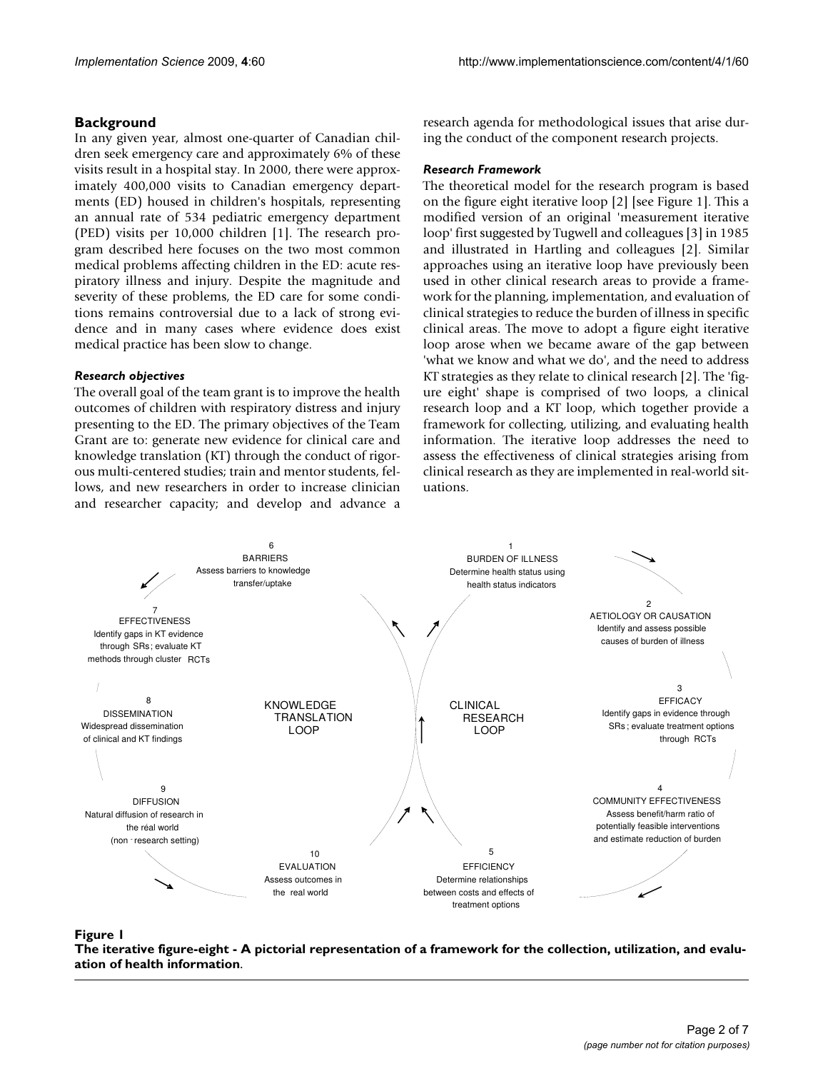## Background

In any given year, almost one-quarter of Canadian children seek emergency care and approximately 6% of these visits result in a hospital stay. In 2000, there were approximately 400,000 visits to Canadian emergency departments (ED) housed in children's hospitals, representing an annual rate of 534 pediatric emergency department (PED) visits per 10,000 children [1]. The research program described here focuses on the two most common medical problems affecting children in the ED: acute respiratory illness and injury. Despite the magnitude and severity of these problems, the ED care for some conditions remains controversial due to a lack of strong evidence and in many cases where evidence does exist medical practice has been slow to change.

### *Research objectives*

The overall goal of the team grant is to improve the health outcomes of children with respiratory distress and injury presenting to the ED. The primary objectives of the Team Grant are to: generate new evidence for clinical care and knowledge translation (KT) through the conduct of rigorous multi-centered studies; train and mentor students, fellows, and new researchers in order to increase clinician and researcher capacity; and develop and advance a research agenda for methodological issues that arise during the conduct of the component research projects.

### *Research Framework*

The theoretical model for the research program is based on the figure eight iterative loop [2] [see Figure 1]. This a modified version of an original 'measurement iterative loop' first suggested by Tugwell and colleagues [3] in 1985 and illustrated in Hartling and colleagues [2]. Similar approaches using an iterative loop have previously been used in other clinical research areas to provide a framework for the planning, implementation, and evaluation of clinical strategies to reduce the burden of illness in specific clinical areas. The move to adopt a figure eight iterative loop arose when we became aware of the gap between 'what we know and what we do', and the need to address KT strategies as they relate to clinical research [2]. The 'figure eight' shape is comprised of two loops, a clinical research loop and a KT loop, which together provide a framework for collecting, utilizing, and evaluating health information. The iterative loop addresses the need to assess the effectiveness of clinical strategies arising from clinical research as they are implemented in real-world situations.

KNOWLEDGE TRANSLATION LOOP

6 BARRIERS — Assess barriers to knowledge transfer/uptake

7 EFFECTIVENESS — Identify gaps in KT evidence through SRs; evaluate KT methods through cluster RCTs

8 DISSEMINATION — Widespread dissemination of clinical and KT findings

9 DIFFUSION — Natural diffusion of research in the real world (non-research setting)

10 EVALUATION — Assess outcomes in the real world

CLINICAL RESEARCH LOOP

1 BURDEN OF ILLNESS — Determine health status using health status indicators

2 AETIOLOGY OR CAUSATION — Identify and assess possible causes of burden of illness

3 EFFICACY — Identify gaps in evidence through SRs; evaluate treatment options through RCTs

4 COMMUNITY EFFECTIVENESS — Assess benefit/harm ratio of potentially feasible interventions and estimate reduction of burden

5 EFFICIENCY — Determine relationships between costs and effects of treatment options

**Figure 1**

**The iterative figure-eight - A pictorial representation of a framework for the collection, utilization, and evaluation of health information**.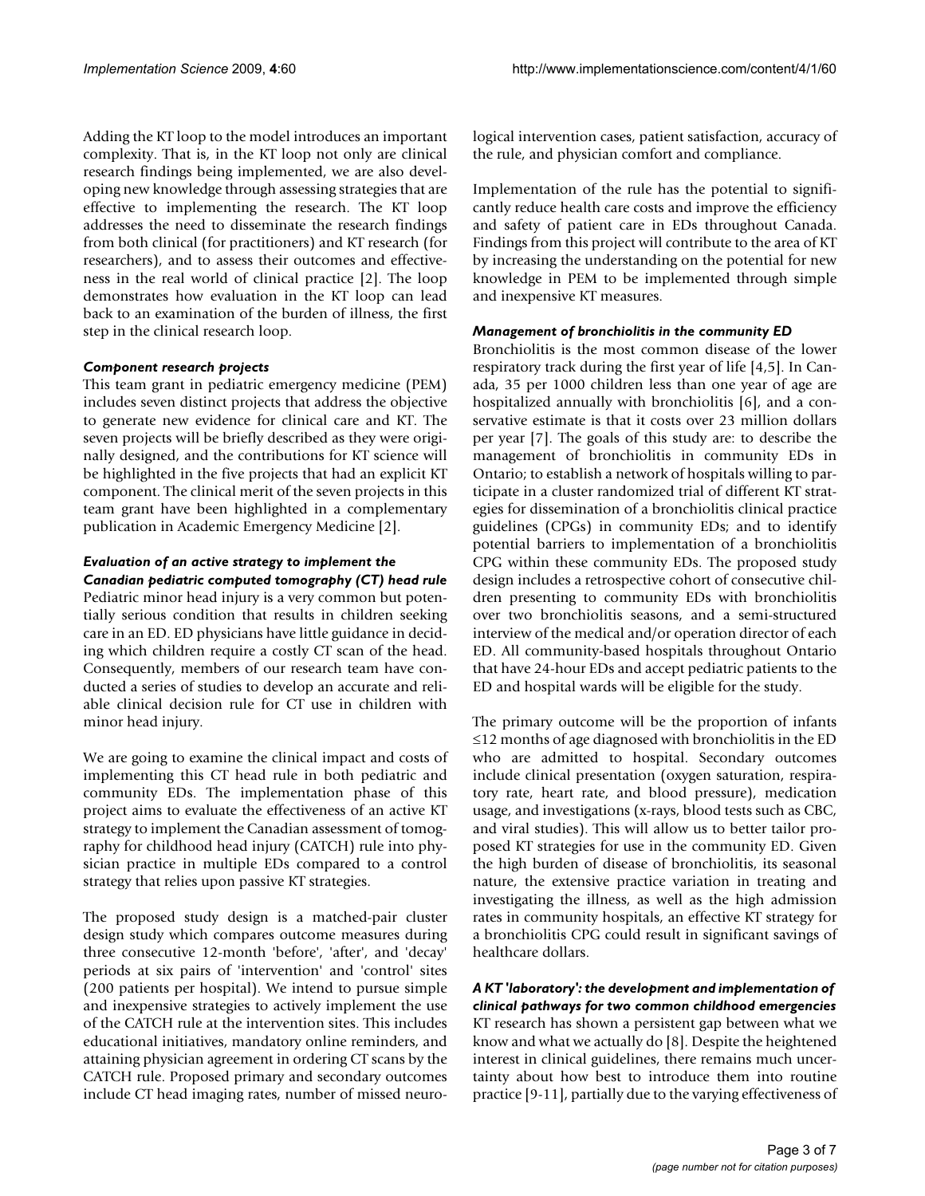Adding the KT loop to the model introduces an important complexity. That is, in the KT loop not only are clinical research findings being implemented, we are also developing new knowledge through assessing strategies that are effective to implementing the research. The KT loop addresses the need to disseminate the research findings from both clinical (for practitioners) and KT research (for researchers), and to assess their outcomes and effectiveness in the real world of clinical practice [2]. The loop demonstrates how evaluation in the KT loop can lead back to an examination of the burden of illness, the first step in the clinical research loop.

### *Component research projects*

This team grant in pediatric emergency medicine (PEM) includes seven distinct projects that address the objective to generate new evidence for clinical care and KT. The seven projects will be briefly described as they were originally designed, and the contributions for KT science will be highlighted in the five projects that had an explicit KT component. The clinical merit of the seven projects in this team grant have been highlighted in a complementary publication in Academic Emergency Medicine [2].

### *Evaluation of an active strategy to implement the Canadian pediatric computed tomography (CT) head rule*

Pediatric minor head injury is a very common but potentially serious condition that results in children seeking care in an ED. ED physicians have little guidance in deciding which children require a costly CT scan of the head. Consequently, members of our research team have conducted a series of studies to develop an accurate and reliable clinical decision rule for CT use in children with minor head injury.

We are going to examine the clinical impact and costs of implementing this CT head rule in both pediatric and community EDs. The implementation phase of this project aims to evaluate the effectiveness of an active KT strategy to implement the Canadian assessment of tomography for childhood head injury (CATCH) rule into physician practice in multiple EDs compared to a control strategy that relies upon passive KT strategies.

The proposed study design is a matched-pair cluster design study which compares outcome measures during three consecutive 12-month 'before', 'after', and 'decay' periods at six pairs of 'intervention' and 'control' sites (200 patients per hospital). We intend to pursue simple and inexpensive strategies to actively implement the use of the CATCH rule at the intervention sites. This includes educational initiatives, mandatory online reminders, and attaining physician agreement in ordering CT scans by the CATCH rule. Proposed primary and secondary outcomes include CT head imaging rates, number of missed neurological intervention cases, patient satisfaction, accuracy of the rule, and physician comfort and compliance.

Implementation of the rule has the potential to significantly reduce health care costs and improve the efficiency and safety of patient care in EDs throughout Canada. Findings from this project will contribute to the area of KT by increasing the understanding on the potential for new knowledge in PEM to be implemented through simple and inexpensive KT measures.

### *Management of bronchiolitis in the community ED*

Bronchiolitis is the most common disease of the lower respiratory track during the first year of life [4,5]. In Canada, 35 per 1000 children less than one year of age are hospitalized annually with bronchiolitis [6], and a conservative estimate is that it costs over 23 million dollars per year [7]. The goals of this study are: to describe the management of bronchiolitis in community EDs in Ontario; to establish a network of hospitals willing to participate in a cluster randomized trial of different KT strategies for dissemination of a bronchiolitis clinical practice guidelines (CPGs) in community EDs; and to identify potential barriers to implementation of a bronchiolitis CPG within these community EDs. The proposed study design includes a retrospective cohort of consecutive children presenting to community EDs with bronchiolitis over two bronchiolitis seasons, and a semi-structured interview of the medical and/or operation director of each ED. All community-based hospitals throughout Ontario that have 24-hour EDs and accept pediatric patients to the ED and hospital wards will be eligible for the study.

The primary outcome will be the proportion of infants $\leq$12 months of age diagnosed with bronchiolitis in the ED who are admitted to hospital. Secondary outcomes include clinical presentation (oxygen saturation, respiratory rate, heart rate, and blood pressure), medication usage, and investigations (x-rays, blood tests such as CBC, and viral studies). This will allow us to better tailor proposed KT strategies for use in the community ED. Given the high burden of disease of bronchiolitis, its seasonal nature, the extensive practice variation in treating and investigating the illness, as well as the high admission rates in community hospitals, an effective KT strategy for a bronchiolitis CPG could result in significant savings of healthcare dollars.

### *A KT 'laboratory': the development and implementation of clinical pathways for two common childhood emergencies*

KT research has shown a persistent gap between what we know and what we actually do [8]. Despite the heightened interest in clinical guidelines, there remains much uncertainty about how best to introduce them into routine practice [9-11], partially due to the varying effectiveness of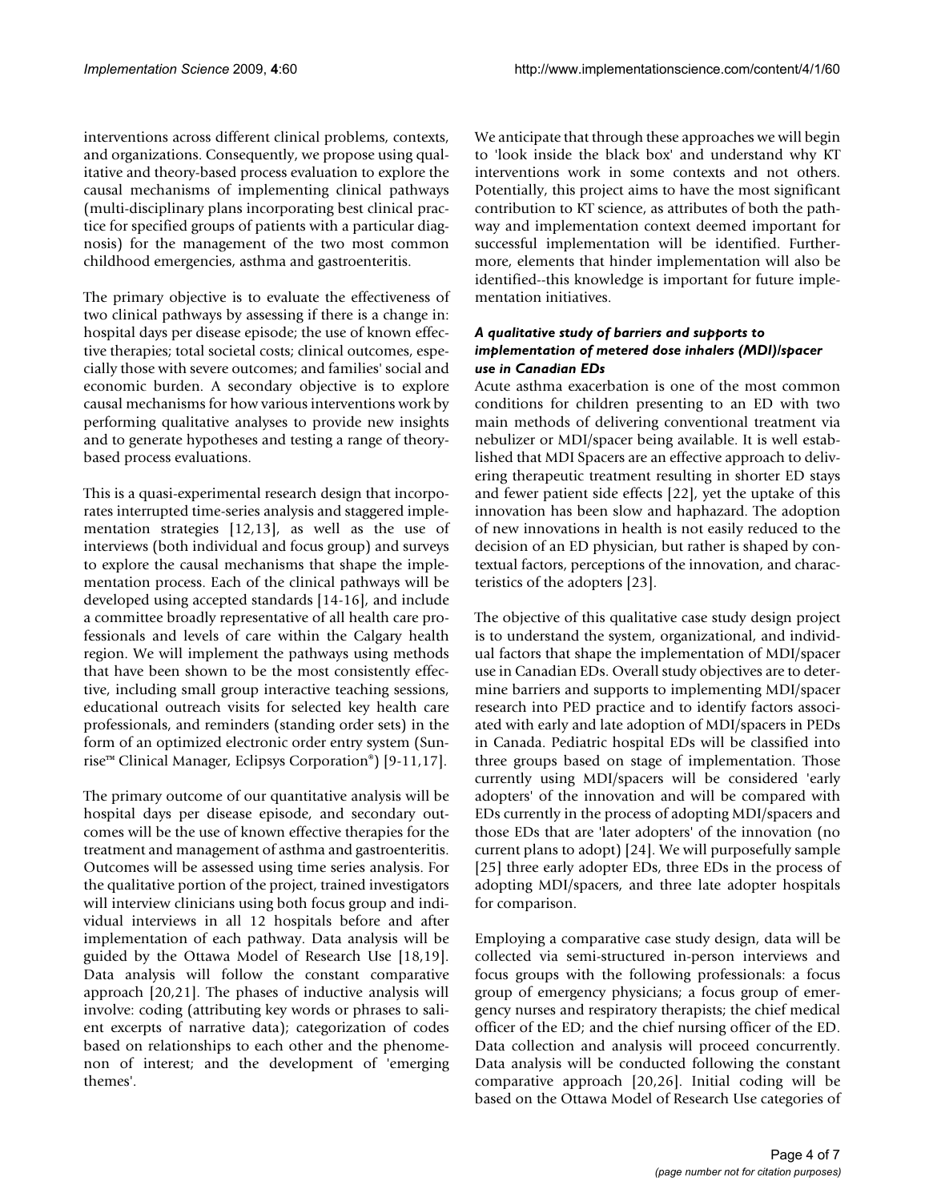interventions across different clinical problems, contexts, and organizations. Consequently, we propose using qualitative and theory-based process evaluation to explore the causal mechanisms of implementing clinical pathways (multi-disciplinary plans incorporating best clinical practice for specified groups of patients with a particular diagnosis) for the management of the two most common childhood emergencies, asthma and gastroenteritis.

The primary objective is to evaluate the effectiveness of two clinical pathways by assessing if there is a change in: hospital days per disease episode; the use of known effective therapies; total societal costs; clinical outcomes, especially those with severe outcomes; and families' social and economic burden. A secondary objective is to explore causal mechanisms for how various interventions work by performing qualitative analyses to provide new insights and to generate hypotheses and testing a range of theory-based process evaluations.

This is a quasi-experimental research design that incorporates interrupted time-series analysis and staggered implementation strategies [12,13], as well as the use of interviews (both individual and focus group) and surveys to explore the causal mechanisms that shape the implementation process. Each of the clinical pathways will be developed using accepted standards [14-16], and include a committee broadly representative of all health care professionals and levels of care within the Calgary health region. We will implement the pathways using methods that have been shown to be the most consistently effective, including small group interactive teaching sessions, educational outreach visits for selected key health care professionals, and reminders (standing order sets) in the form of an optimized electronic order entry system (Sunrise™ Clinical Manager, Eclipsys Corporation®) [9-11,17].

The primary outcome of our quantitative analysis will be hospital days per disease episode, and secondary outcomes will be the use of known effective therapies for the treatment and management of asthma and gastroenteritis. Outcomes will be assessed using time series analysis. For the qualitative portion of the project, trained investigators will interview clinicians using both focus group and individual interviews in all 12 hospitals before and after implementation of each pathway. Data analysis will be guided by the Ottawa Model of Research Use [18,19]. Data analysis will follow the constant comparative approach [20,21]. The phases of inductive analysis will involve: coding (attributing key words or phrases to salient excerpts of narrative data); categorization of codes based on relationships to each other and the phenomenon of interest; and the development of 'emerging themes'.

We anticipate that through these approaches we will begin to 'look inside the black box' and understand why KT interventions work in some contexts and not others. Potentially, this project aims to have the most significant contribution to KT science, as attributes of both the pathway and implementation context deemed important for successful implementation will be identified. Furthermore, elements that hinder implementation will also be identified--this knowledge is important for future implementation initiatives.

#### *A qualitative study of barriers and supports to implementation of metered dose inhalers (MDI)/spacer use in Canadian EDs*

Acute asthma exacerbation is one of the most common conditions for children presenting to an ED with two main methods of delivering conventional treatment via nebulizer or MDI/spacer being available. It is well established that MDI Spacers are an effective approach to delivering therapeutic treatment resulting in shorter ED stays and fewer patient side effects [22], yet the uptake of this innovation has been slow and haphazard. The adoption of new innovations in health is not easily reduced to the decision of an ED physician, but rather is shaped by contextual factors, perceptions of the innovation, and characteristics of the adopters [23].

The objective of this qualitative case study design project is to understand the system, organizational, and individual factors that shape the implementation of MDI/spacer use in Canadian EDs. Overall study objectives are to determine barriers and supports to implementing MDI/spacer research into PED practice and to identify factors associated with early and late adoption of MDI/spacers in PEDs in Canada. Pediatric hospital EDs will be classified into three groups based on stage of implementation. Those currently using MDI/spacers will be considered 'early adopters' of the innovation and will be compared with EDs currently in the process of adopting MDI/spacers and those EDs that are 'later adopters' of the innovation (no current plans to adopt) [24]. We will purposefully sample [25] three early adopter EDs, three EDs in the process of adopting MDI/spacers, and three late adopter hospitals for comparison.

Employing a comparative case study design, data will be collected via semi-structured in-person interviews and focus groups with the following professionals: a focus group of emergency physicians; a focus group of emergency nurses and respiratory therapists; the chief medical officer of the ED; and the chief nursing officer of the ED. Data collection and analysis will proceed concurrently. Data analysis will be conducted following the constant comparative approach [20,26]. Initial coding will be based on the Ottawa Model of Research Use categories of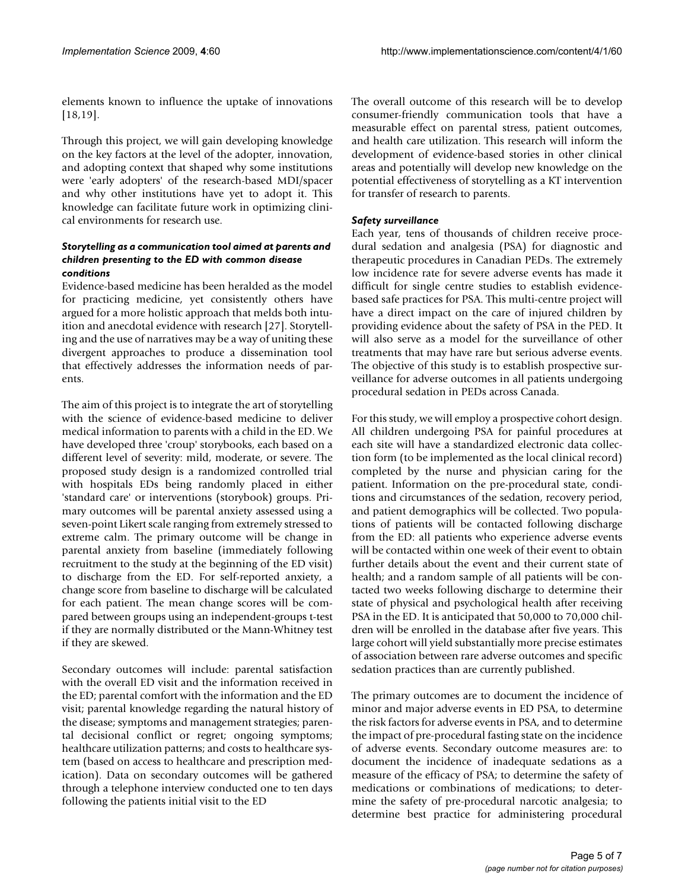elements known to influence the uptake of innovations [18,19].

Through this project, we will gain developing knowledge on the key factors at the level of the adopter, innovation, and adopting context that shaped why some institutions were 'early adopters' of the research-based MDI/spacer and why other institutions have yet to adopt it. This knowledge can facilitate future work in optimizing clinical environments for research use.

#### *Storytelling as a communication tool aimed at parents and children presenting to the ED with common disease conditions*

Evidence-based medicine has been heralded as the model for practicing medicine, yet consistently others have argued for a more holistic approach that melds both intuition and anecdotal evidence with research [27]. Storytelling and the use of narratives may be a way of uniting these divergent approaches to produce a dissemination tool that effectively addresses the information needs of parents.

The aim of this project is to integrate the art of storytelling with the science of evidence-based medicine to deliver medical information to parents with a child in the ED. We have developed three 'croup' storybooks, each based on a different level of severity: mild, moderate, or severe. The proposed study design is a randomized controlled trial with hospitals EDs being randomly placed in either 'standard care' or interventions (storybook) groups. Primary outcomes will be parental anxiety assessed using a seven-point Likert scale ranging from extremely stressed to extreme calm. The primary outcome will be change in parental anxiety from baseline (immediately following recruitment to the study at the beginning of the ED visit) to discharge from the ED. For self-reported anxiety, a change score from baseline to discharge will be calculated for each patient. The mean change scores will be compared between groups using an independent-groups t-test if they are normally distributed or the Mann-Whitney test if they are skewed.

Secondary outcomes will include: parental satisfaction with the overall ED visit and the information received in the ED; parental comfort with the information and the ED visit; parental knowledge regarding the natural history of the disease; symptoms and management strategies; parental decisional conflict or regret; ongoing symptoms; healthcare utilization patterns; and costs to healthcare system (based on access to healthcare and prescription medication). Data on secondary outcomes will be gathered through a telephone interview conducted one to ten days following the patients initial visit to the ED

The overall outcome of this research will be to develop consumer-friendly communication tools that have a measurable effect on parental stress, patient outcomes, and health care utilization. This research will inform the development of evidence-based stories in other clinical areas and potentially will develop new knowledge on the potential effectiveness of storytelling as a KT intervention for transfer of research to parents.

#### *Safety surveillance*

Each year, tens of thousands of children receive procedural sedation and analgesia (PSA) for diagnostic and therapeutic procedures in Canadian PEDs. The extremely low incidence rate for severe adverse events has made it difficult for single centre studies to establish evidence-based safe practices for PSA. This multi-centre project will have a direct impact on the care of injured children by providing evidence about the safety of PSA in the PED. It will also serve as a model for the surveillance of other treatments that may have rare but serious adverse events. The objective of this study is to establish prospective surveillance for adverse outcomes in all patients undergoing procedural sedation in PEDs across Canada.

For this study, we will employ a prospective cohort design. All children undergoing PSA for painful procedures at each site will have a standardized electronic data collection form (to be implemented as the local clinical record) completed by the nurse and physician caring for the patient. Information on the pre-procedural state, conditions and circumstances of the sedation, recovery period, and patient demographics will be collected. Two populations of patients will be contacted following discharge from the ED: all patients who experience adverse events will be contacted within one week of their event to obtain further details about the event and their current state of health; and a random sample of all patients will be contacted two weeks following discharge to determine their state of physical and psychological health after receiving PSA in the ED. It is anticipated that 50,000 to 70,000 children will be enrolled in the database after five years. This large cohort will yield substantially more precise estimates of association between rare adverse outcomes and specific sedation practices than are currently published.

The primary outcomes are to document the incidence of minor and major adverse events in ED PSA, to determine the risk factors for adverse events in PSA, and to determine the impact of pre-procedural fasting state on the incidence of adverse events. Secondary outcome measures are: to document the incidence of inadequate sedations as a measure of the efficacy of PSA; to determine the safety of medications or combinations of medications; to determine the safety of pre-procedural narcotic analgesia; to determine best practice for administering procedural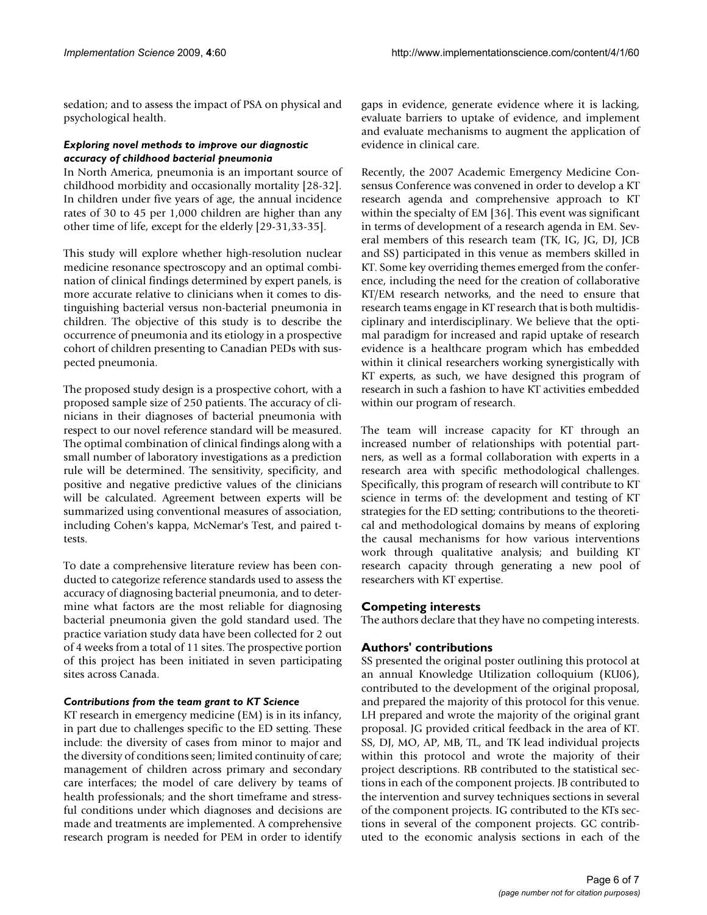sedation; and to assess the impact of PSA on physical and psychological health.

#### *Exploring novel methods to improve our diagnostic accuracy of childhood bacterial pneumonia*

In North America, pneumonia is an important source of childhood morbidity and occasionally mortality [28-32]. In children under five years of age, the annual incidence rates of 30 to 45 per 1,000 children are higher than any other time of life, except for the elderly [29-31,33-35].

This study will explore whether high-resolution nuclear medicine resonance spectroscopy and an optimal combination of clinical findings determined by expert panels, is more accurate relative to clinicians when it comes to distinguishing bacterial versus non-bacterial pneumonia in children. The objective of this study is to describe the occurrence of pneumonia and its etiology in a prospective cohort of children presenting to Canadian PEDs with suspected pneumonia.

The proposed study design is a prospective cohort, with a proposed sample size of 250 patients. The accuracy of clinicians in their diagnoses of bacterial pneumonia with respect to our novel reference standard will be measured. The optimal combination of clinical findings along with a small number of laboratory investigations as a prediction rule will be determined. The sensitivity, specificity, and positive and negative predictive values of the clinicians will be calculated. Agreement between experts will be summarized using conventional measures of association, including Cohen's kappa, McNemar's Test, and paired t-tests.

To date a comprehensive literature review has been conducted to categorize reference standards used to assess the accuracy of diagnosing bacterial pneumonia, and to determine what factors are the most reliable for diagnosing bacterial pneumonia given the gold standard used. The practice variation study data have been collected for 2 out of 4 weeks from a total of 11 sites. The prospective portion of this project has been initiated in seven participating sites across Canada.

#### *Contributions from the team grant to KT Science*

KT research in emergency medicine (EM) is in its infancy, in part due to challenges specific to the ED setting. These include: the diversity of cases from minor to major and the diversity of conditions seen; limited continuity of care; management of children across primary and secondary care interfaces; the model of care delivery by teams of health professionals; and the short timeframe and stressful conditions under which diagnoses and decisions are made and treatments are implemented. A comprehensive research program is needed for PEM in order to identify gaps in evidence, generate evidence where it is lacking, evaluate barriers to uptake of evidence, and implement and evaluate mechanisms to augment the application of evidence in clinical care.

Recently, the 2007 Academic Emergency Medicine Consensus Conference was convened in order to develop a KT research agenda and comprehensive approach to KT within the specialty of EM [36]. This event was significant in terms of development of a research agenda in EM. Several members of this research team (TK, IG, JG, DJ, JCB and SS) participated in this venue as members skilled in KT. Some key overriding themes emerged from the conference, including the need for the creation of collaborative KT/EM research networks, and the need to ensure that research teams engage in KT research that is both multidisciplinary and interdisciplinary. We believe that the optimal paradigm for increased and rapid uptake of research evidence is a healthcare program which has embedded within it clinical researchers working synergistically with KT experts, as such, we have designed this program of research in such a fashion to have KT activities embedded within our program of research.

The team will increase capacity for KT through an increased number of relationships with potential partners, as well as a formal collaboration with experts in a research area with specific methodological challenges. Specifically, this program of research will contribute to KT science in terms of: the development and testing of KT strategies for the ED setting; contributions to the theoretical and methodological domains by means of exploring the causal mechanisms for how various interventions work through qualitative analysis; and building KT research capacity through generating a new pool of researchers with KT expertise.

## Competing interests

The authors declare that they have no competing interests.

## Authors' contributions

SS presented the original poster outlining this protocol at an annual Knowledge Utilization colloquium (KU06), contributed to the development of the original proposal, and prepared the majority of this protocol for this venue. LH prepared and wrote the majority of the original grant proposal. JG provided critical feedback in the area of KT. SS, DJ, MO, AP, MB, TL, and TK lead individual projects within this protocol and wrote the majority of their project descriptions. RB contributed to the statistical sections in each of the component projects. JB contributed to the intervention and survey techniques sections in several of the component projects. IG contributed to the KTs sections in several of the component projects. GC contributed to the economic analysis sections in each of the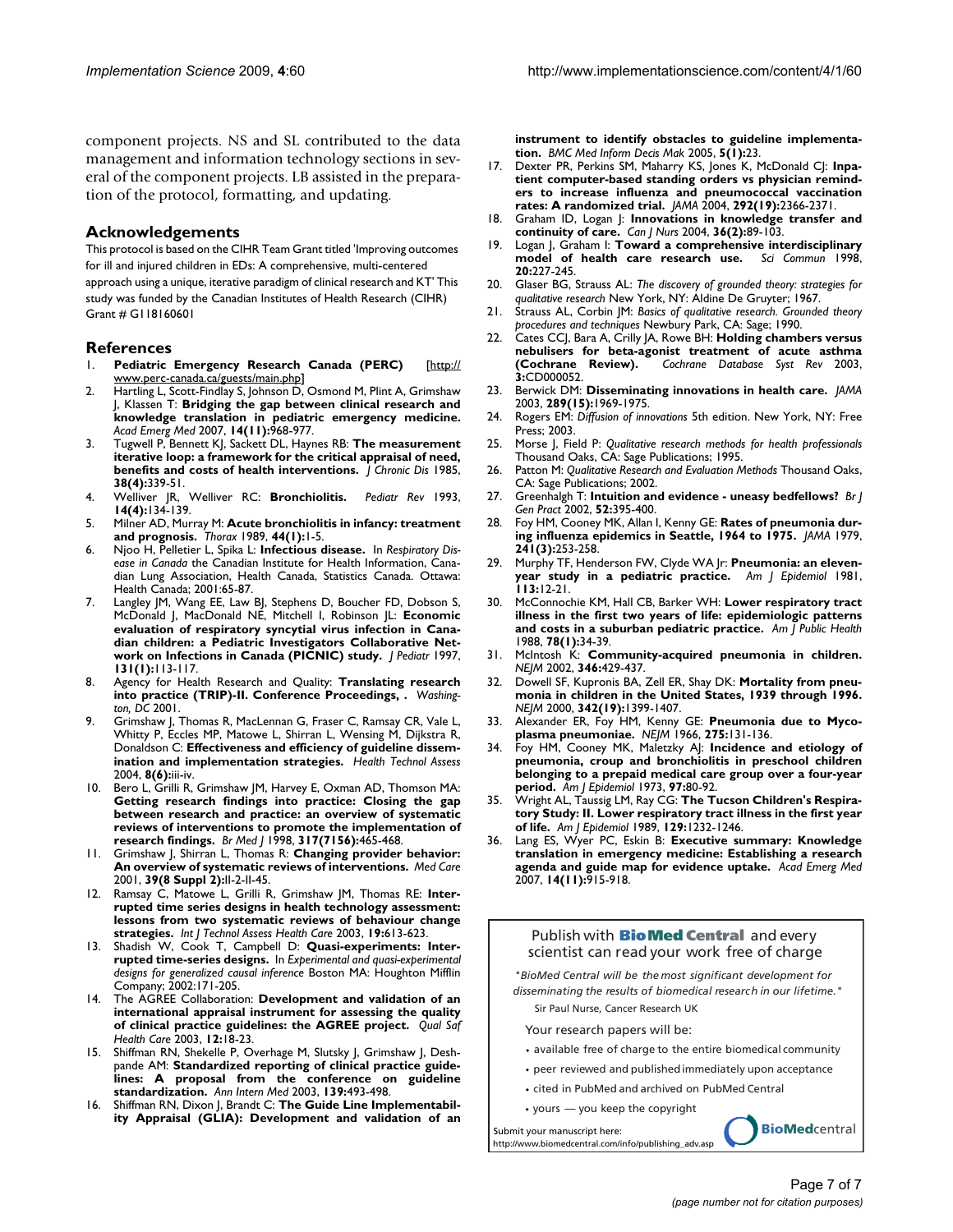component projects. NS and SL contributed to the data management and information technology sections in several of the component projects. LB assisted in the preparation of the protocol, formatting, and updating.

## Acknowledgements

This protocol is based on the CIHR Team Grant titled 'Improving outcomes for ill and injured children in EDs: A comprehensive, multi-centered approach using a unique, iterative paradigm of clinical research and KT' This study was funded by the Canadian Institutes of Health Research (CIHR) Grant # G118160601

## References

1. **Pediatric Emergency Research Canada (PERC)** [http://www.perc-canada.ca/guests/main.php]
2. Hartling L, Scott-Findlay S, Johnson D, Osmond M, Plint A, Grimshaw J, Klassen T: **Bridging the gap between clinical research and knowledge translation in pediatric emergency medicine.** *Acad Emerg Med* 2007, **14(11):**968-977.
3. Tugwell P, Bennett KJ, Sackett DL, Haynes RB: **The measurement iterative loop: a framework for the critical appraisal of need, benefits and costs of health interventions.** *J Chronic Dis* 1985, **38(4):**339-51.
4. Welliver JR, Welliver RC: **Bronchiolitis.** *Pediatr Rev* 1993, **14(4):**134-139.
5. Milner AD, Murray M: **Acute bronchiolitis in infancy: treatment and prognosis.** *Thorax* 1989, **44(1):**1-5.
6. Njoo H, Pelletier L, Spika L: **Infectious disease.** In *Respiratory Disease in Canada* the Canadian Institute for Health Information, Canadian Lung Association, Health Canada, Statistics Canada. Ottawa: Health Canada; 2001:65-87.
7. Langley JM, Wang EE, Law BJ, Stephens D, Boucher FD, Dobson S, McDonald J, MacDonald NE, Mitchell I, Robinson JL: **Economic evaluation of respiratory syncytial virus infection in Canadian children: a Pediatric Investigators Collaborative Network on Infections in Canada (PICNIC) study.** *J Pediatr* 1997, **131(1):**113-117.
8. Agency for Health Research and Quality: **Translating research into practice (TRIP)-II. Conference Proceedings, .** *Washington, DC* 2001.
9. Grimshaw J, Thomas R, MacLennan G, Fraser C, Ramsay CR, Vale L, Whitty P, Eccles MP, Matowe L, Shirran L, Wensing M, Dijkstra R, Donaldson C: **Effectiveness and efficiency of guideline dissemination and implementation strategies.** *Health Technol Assess* 2004, **8(6):**iii-iv.
10. Bero L, Grilli R, Grimshaw JM, Harvey E, Oxman AD, Thomson MA: **Getting research findings into practice: Closing the gap between research and practice: an overview of systematic reviews of interventions to promote the implementation of research findings.** *Br Med J* 1998, **317(7156):**465-468.
11. Grimshaw J, Shirran L, Thomas R: **Changing provider behavior: An overview of systematic reviews of interventions.** *Med Care* 2001, **39(8 Suppl 2):**II-2-II-45.
12. Ramsay C, Matowe L, Grilli R, Grimshaw JM, Thomas RE: **Interrupted time series designs in health technology assessment: lessons from two systematic reviews of behaviour change strategies.** *Int J Technol Assess Health Care* 2003, **19:**613-623.
13. Shadish W, Cook T, Campbell D: **Quasi-experiments: Interrupted time-series designs.** In *Experimental and quasi-experimental designs for generalized causal inference* Boston MA: Houghton Mifflin Company; 2002:171-205.
14. The AGREE Collaboration: **Development and validation of an international appraisal instrument for assessing the quality of clinical practice guidelines: the AGREE project.** *Qual Saf Health Care* 2003, **12:**18-23.
15. Shiffman RN, Shekelle P, Overhage M, Slutsky J, Grimshaw J, Deshpande AM: **Standardized reporting of clinical practice guidelines: A proposal from the conference on guideline standardization.** *Ann Intern Med* 2003, **139:**493-498.
16. Shiffman RN, Dixon J, Brandt C: **The Guide Line Implementability Appraisal (GLIA): Development and validation of an instrument to identify obstacles to guideline implementation.** *BMC Med Inform Decis Mak* 2005, **5(1):**23.
17. Dexter PR, Perkins SM, Maharry KS, Jones K, McDonald CJ: **Inpatient computer-based standing orders vs physician reminders to increase influenza and pneumococcal vaccination rates: A randomized trial.** *JAMA* 2004, **292(19):**2366-2371.
18. Graham ID, Logan J: **Innovations in knowledge transfer and continuity of care.** *Can J Nurs* 2004, **36(2):**89-103.
19. Logan J, Graham I: **Toward a comprehensive interdisciplinary model of health care research use.** *Sci Commun* 1998, **20:**227-245.
20. Glaser BG, Strauss AL: *The discovery of grounded theory: strategies for qualitative research* New York, NY: Aldine De Gruyter; 1967.
21. Strauss AL, Corbin JM: *Basics of qualitative research. Grounded theory procedures and techniques* Newbury Park, CA: Sage; 1990.
22. Cates CCJ, Bara A, Crilly JA, Rowe BH: **Holding chambers versus nebulisers for beta-agonist treatment of acute asthma (Cochrane Review).** *Cochrane Database Syst Rev* 2003, **3:**CD000052.
23. Berwick DM: **Disseminating innovations in health care.** *JAMA* 2003, **289(15):**1969-1975.
24. Rogers EM: *Diffusion of innovations* 5th edition. New York, NY: Free Press; 2003.
25. Morse J, Field P: *Qualitative research methods for health professionals* Thousand Oaks, CA: Sage Publications; 1995.
26. Patton M: *Qualitative Research and Evaluation Methods* Thousand Oaks, CA: Sage Publications; 2002.
27. Greenhalgh T: **Intuition and evidence - uneasy bedfellows?** *Br J Gen Pract* 2002, **52:**395-400.
28. Foy HM, Cooney MK, Allan I, Kenny GE: **Rates of pneumonia during influenza epidemics in Seattle, 1964 to 1975.** *JAMA* 1979, **241(3):**253-258.
29. Murphy TF, Henderson FW, Clyde WA Jr: **Pneumonia: an eleven-year study in a pediatric practice.** *Am J Epidemiol* 1981, **113:**12-21.
30. McConnochie KM, Hall CB, Barker WH: **Lower respiratory tract illness in the first two years of life: epidemiologic patterns and costs in a suburban pediatric practice.** *Am J Public Health* 1988, **78(1):**34-39.
31. McIntosh K: **Community-acquired pneumonia in children.** *NEJM* 2002, **346:**429-437.
32. Dowell SF, Kupronis BA, Zell ER, Shay DK: **Mortality from pneumonia in children in the United States, 1939 through 1996.** *NEJM* 2000, **342(19):**1399-1407.
33. Alexander ER, Foy HM, Kenny GE: **Pneumonia due to Mycoplasma pneumoniae.** *NEJM* 1966, **275:**131-136.
34. Foy HM, Cooney MK, Maletzky AJ: **Incidence and etiology of pneumonia, croup and bronchiolitis in preschool children belonging to a prepaid medical care group over a four-year period.** *Am J Epidemiol* 1973, **97:**80-92.
35. Wright AL, Taussig LM, Ray CG: **The Tucson Children's Respiratory Study: II. Lower respiratory tract illness in the first year of life.** *Am J Epidemiol* 1989, **129:**1232-1246.
36. Lang ES, Wyer PC, Eskin B: **Executive summary: Knowledge translation in emergency medicine: Establishing a research agenda and guide map for evidence uptake.** *Acad Emerg Med* 2007, **14(11):**915-918.

Publish with **BioMed Central** and every scientist can read your work free of charge

*"BioMed Central will be the most significant development for disseminating the results of biomedical research in our lifetime."*

Sir Paul Nurse, Cancer Research UK

Your research papers will be:

- available free of charge to the entire biomedical community
- peer reviewed and published immediately upon acceptance
- cited in PubMed and archived on PubMed Central
- yours — you keep the copyright

Submit your manuscript here:
http://www.biomedcentral.com/info/publishing_adv.asp

BioMedcentral